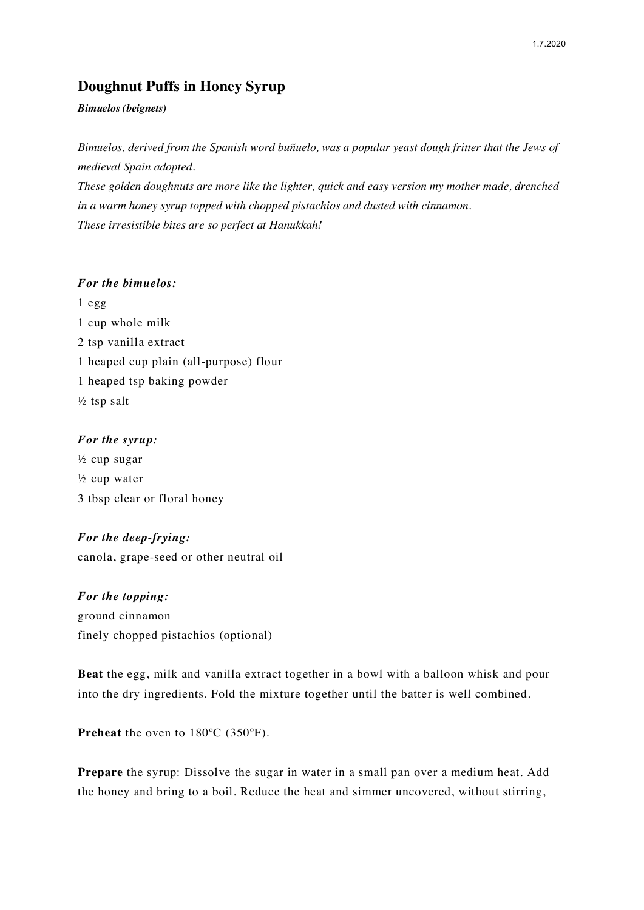# Doughnut Puffs in Honey Syrup

***Bimuelos (beignets)***

*Bimuelos, derived from the Spanish word buñuelo, was a popular yeast dough fritter that the Jews of medieval Spain adopted.*
*These golden doughnuts are more like the lighter, quick and easy version my mother made, drenched in a warm honey syrup topped with chopped pistachios and dusted with cinnamon.*
*These irresistible bites are so perfect at Hanukkah!*

***For the bimuelos:***

1 egg
1 cup whole milk
2 tsp vanilla extract
1 heaped cup plain (all-purpose) flour
1 heaped tsp baking powder
½ tsp salt

***For the syrup:***

½ cup sugar
½ cup water
3 tbsp clear or floral honey

***For the deep-frying:***

canola, grape-seed or other neutral oil

***For the topping:***

ground cinnamon
finely chopped pistachios (optional)

**Beat** the egg, milk and vanilla extract together in a bowl with a balloon whisk and pour into the dry ingredients. Fold the mixture together until the batter is well combined.

**Preheat** the oven to 180ºC (350ºF).

**Prepare** the syrup: Dissolve the sugar in water in a small pan over a medium heat. Add the honey and bring to a boil. Reduce the heat and simmer uncovered, without stirring,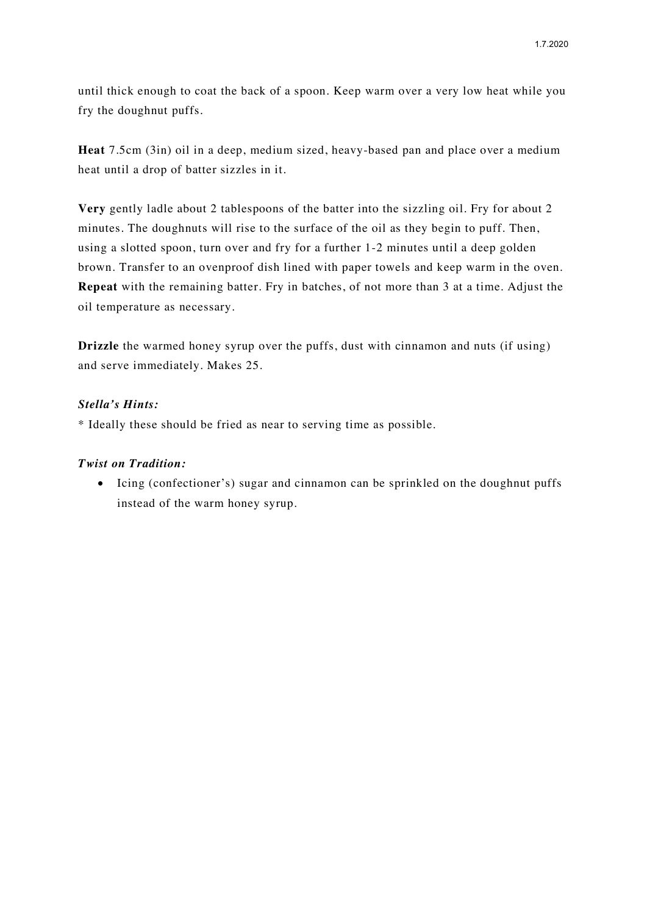until thick enough to coat the back of a spoon. Keep warm over a very low heat while you fry the doughnut puffs.

**Heat** 7.5cm (3in) oil in a deep, medium sized, heavy-based pan and place over a medium heat until a drop of batter sizzles in it.

**Very** gently ladle about 2 tablespoons of the batter into the sizzling oil. Fry for about 2 minutes. The doughnuts will rise to the surface of the oil as they begin to puff. Then, using a slotted spoon, turn over and fry for a further 1-2 minutes until a deep golden brown. Transfer to an ovenproof dish lined with paper towels and keep warm in the oven. **Repeat** with the remaining batter. Fry in batches, of not more than 3 at a time. Adjust the oil temperature as necessary.

**Drizzle** the warmed honey syrup over the puffs, dust with cinnamon and nuts (if using) and serve immediately. Makes 25.

***Stella's Hints:***

* Ideally these should be fried as near to serving time as possible.

***Twist on Tradition:***

- Icing (confectioner's) sugar and cinnamon can be sprinkled on the doughnut puffs instead of the warm honey syrup.